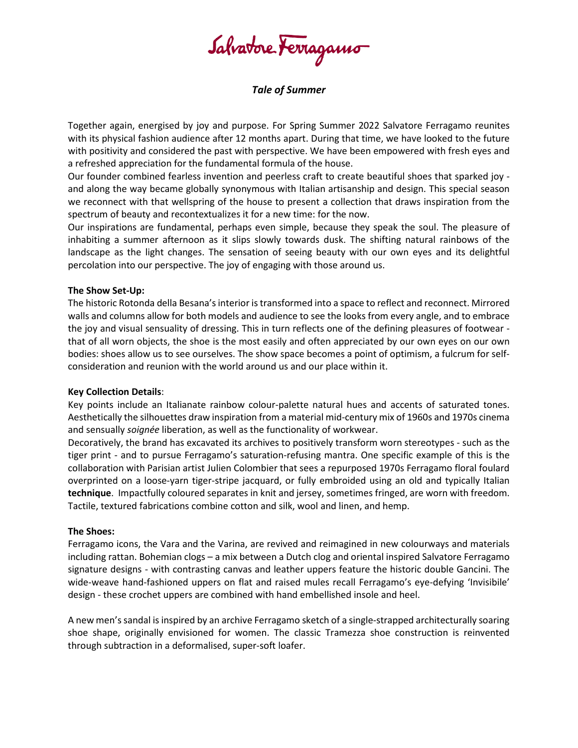# Salvatore Ferragamo

## *Tale of Summer*

Together again, energised by joy and purpose. For Spring Summer 2022 Salvatore Ferragamo reunites with its physical fashion audience after 12 months apart. During that time, we have looked to the future with positivity and considered the past with perspective. We have been empowered with fresh eyes and a refreshed appreciation for the fundamental formula of the house.

Our founder combined fearless invention and peerless craft to create beautiful shoes that sparked joy - and along the way became globally synonymous with Italian artisanship and design. This special season we reconnect with that wellspring of the house to present a collection that draws inspiration from the spectrum of beauty and recontextualizes it for a new time: for the now.

Our inspirations are fundamental, perhaps even simple, because they speak the soul. The pleasure of inhabiting a summer afternoon as it slips slowly towards dusk. The shifting natural rainbows of the landscape as the light changes. The sensation of seeing beauty with our own eyes and its delightful percolation into our perspective. The joy of engaging with those around us.

**The Show Set-Up:**

The historic Rotonda della Besana's interior is transformed into a space to reflect and reconnect. Mirrored walls and columns allow for both models and audience to see the looks from every angle, and to embrace the joy and visual sensuality of dressing. This in turn reflects one of the defining pleasures of footwear - that of all worn objects, the shoe is the most easily and often appreciated by our own eyes on our own bodies: shoes allow us to see ourselves. The show space becomes a point of optimism, a fulcrum for self-consideration and reunion with the world around us and our place within it.

**Key Collection Details**:

Key points include an Italianate rainbow colour-palette natural hues and accents of saturated tones. Aesthetically the silhouettes draw inspiration from a material mid-century mix of 1960s and 1970s cinema and sensually *soignée* liberation, as well as the functionality of workwear.

Decoratively, the brand has excavated its archives to positively transform worn stereotypes - such as the tiger print - and to pursue Ferragamo's saturation-refusing mantra. One specific example of this is the collaboration with Parisian artist Julien Colombier that sees a repurposed 1970s Ferragamo floral foulard overprinted on a loose-yarn tiger-stripe jacquard, or fully embroided using an old and typically Italian **technique**. Impactfully coloured separates in knit and jersey, sometimes fringed, are worn with freedom. Tactile, textured fabrications combine cotton and silk, wool and linen, and hemp.

**The Shoes:**

Ferragamo icons, the Vara and the Varina, are revived and reimagined in new colourways and materials including rattan. Bohemian clogs – a mix between a Dutch clog and oriental inspired Salvatore Ferragamo signature designs - with contrasting canvas and leather uppers feature the historic double Gancini. The wide-weave hand-fashioned uppers on flat and raised mules recall Ferragamo's eye-defying 'Invisibile' design - these crochet uppers are combined with hand embellished insole and heel.

A new men's sandal is inspired by an archive Ferragamo sketch of a single-strapped architecturally soaring shoe shape, originally envisioned for women. The classic Tramezza shoe construction is reinvented through subtraction in a deformalised, super-soft loafer.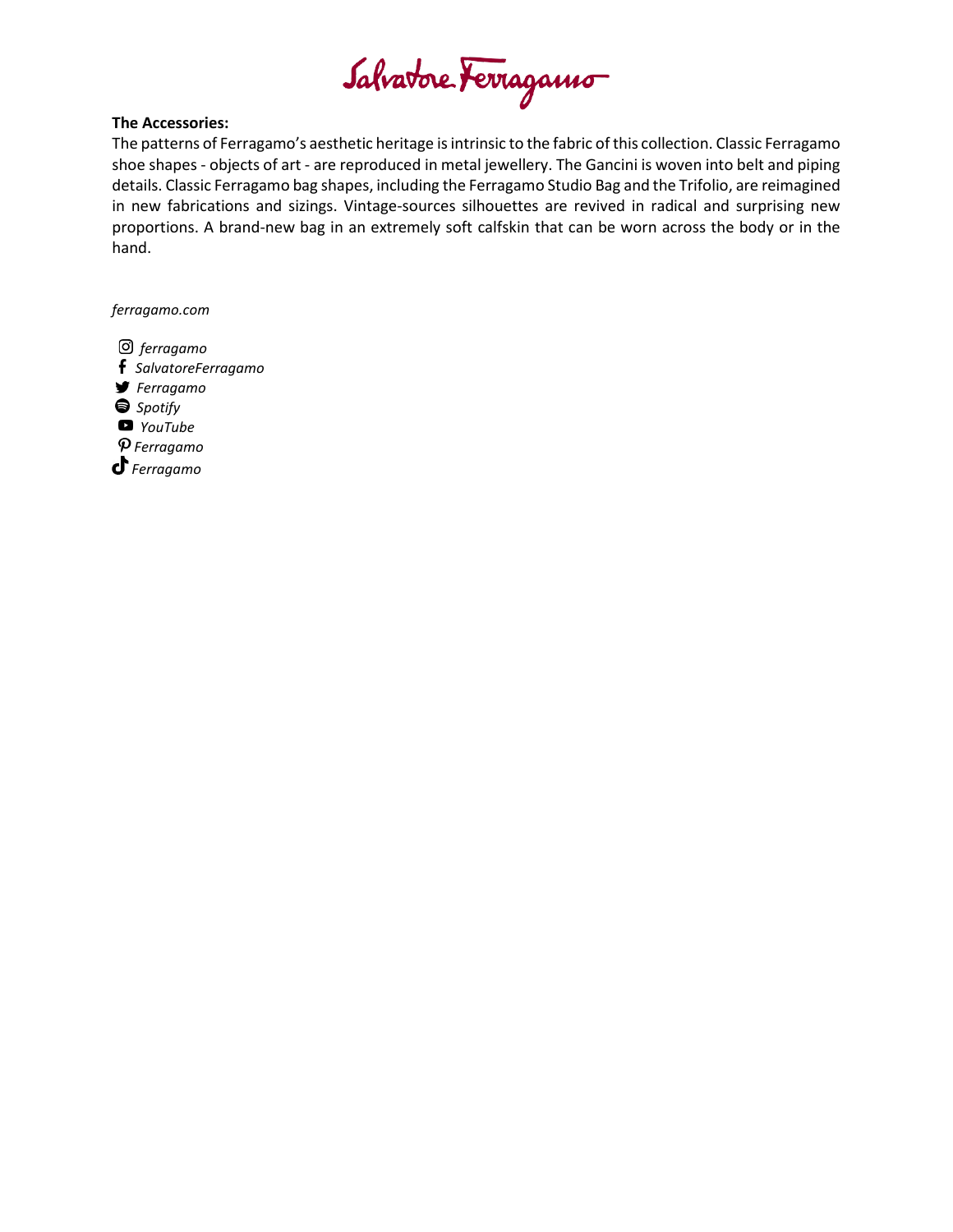**The Accessories:**

The patterns of Ferragamo's aesthetic heritage is intrinsic to the fabric of this collection. Classic Ferragamo shoe shapes - objects of art - are reproduced in metal jewellery. The Gancini is woven into belt and piping details. Classic Ferragamo bag shapes, including the Ferragamo Studio Bag and the Trifolio, are reimagined in new fabrications and sizings. Vintage-sources silhouettes are revived in radical and surprising new proportions. A brand-new bag in an extremely soft calfskin that can be worn across the body or in the hand.

*ferragamo.com*

*ferragamo*
*SalvatoreFerragamo*
*Ferragamo*
*Spotify*
*YouTube*
*Ferragamo*
*Ferragamo*